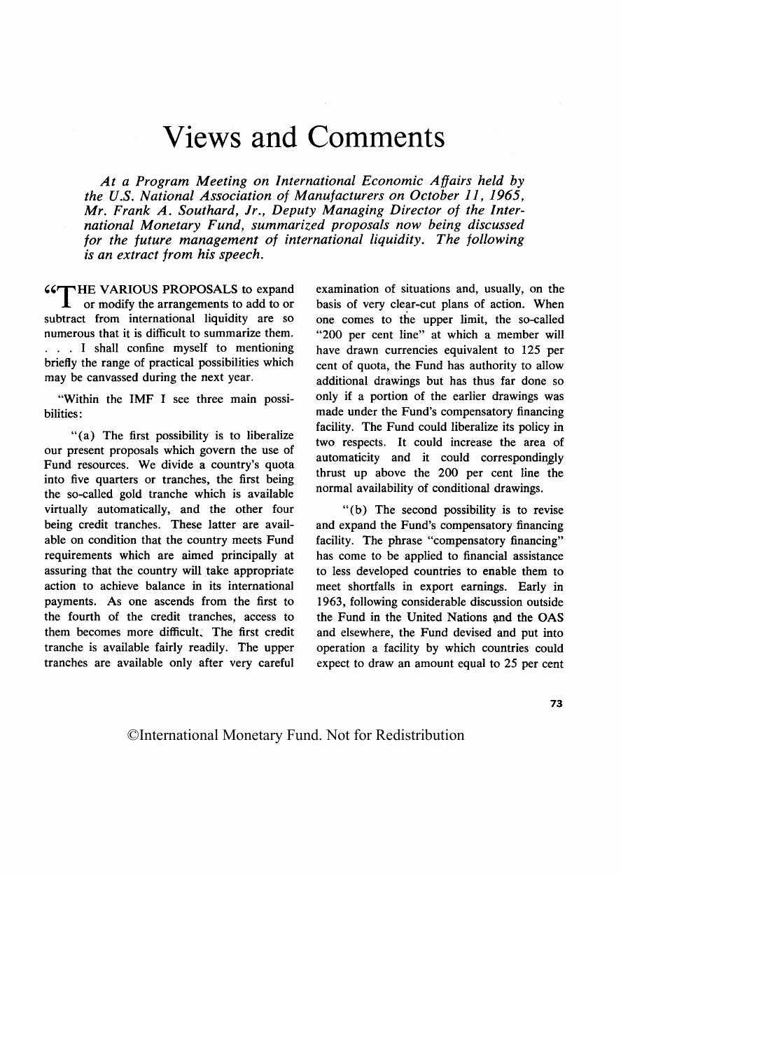# Views and Comments

*At a Program Meeting on International Economic Affairs held by the U.S. National Association of Manufacturers on October 11, 1965, Mr. Frank A. Southard, Jr., Deputy Managing Director of the International Monetary Fund, summarized proposals now being discussed for the future management of international liquidity. The following is an extract from his speech.*

"THE VARIOUS PROPOSALS to expand or modify the arrangements to add to or subtract from international liquidity are so numerous that it is difficult to summarize them. . . . I shall confine myself to mentioning briefly the range of practical possibilities which may be canvassed during the next year.

"Within the IMF I see three main possibilities:

"(a) The first possibility is to liberalize our present proposals which govern the use of Fund resources. We divide a country's quota into five quarters or tranches, the first being the so-called gold tranche which is available virtually automatically, and the other four being credit tranches. These latter are available on condition that the country meets Fund requirements which are aimed principally at assuring that the country will take appropriate action to achieve balance in its international payments. As one ascends from the first to the fourth of the credit tranches, access to them becomes more difficult. The first credit tranche is available fairly readily. The upper tranches are available only after very careful examination of situations and, usually, on the basis of very clear-cut plans of action. When one comes to the upper limit, the so-called "200 per cent line" at which a member will have drawn currencies equivalent to 125 per cent of quota, the Fund has authority to allow additional drawings but has thus far done so only if a portion of the earlier drawings was made under the Fund's compensatory financing facility. The Fund could liberalize its policy in two respects. It could increase the area of automaticity and it could correspondingly thrust up above the 200 per cent line the normal availability of conditional drawings.

"(b) The second possibility is to revise and expand the Fund's compensatory financing facility. The phrase "compensatory financing" has come to be applied to financial assistance to less developed countries to enable them to meet shortfalls in export earnings. Early in 1963, following considerable discussion outside the Fund in the United Nations and the OAS and elsewhere, the Fund devised and put into operation a facility by which countries could expect to draw an amount equal to 25 per cent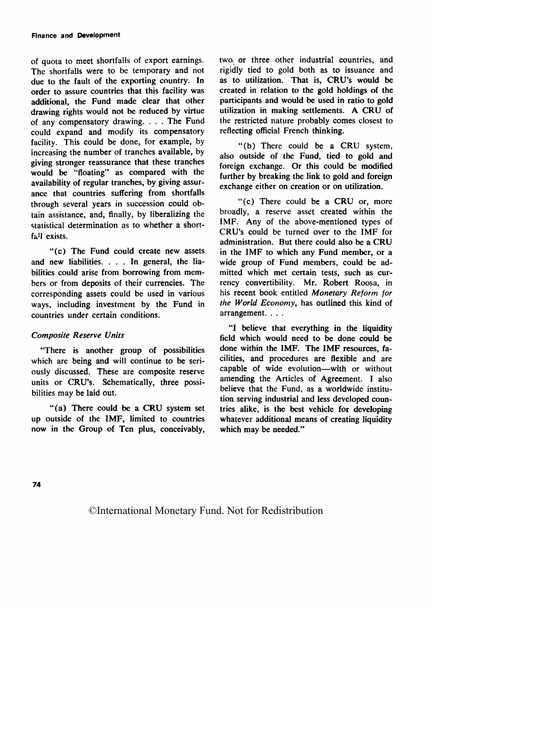of quota to meet shortfalls of export earnings. The shortfalls were to be temporary and not due to the fault of the exporting country. In order to assure countries that this facility was additional, the Fund made clear that other drawing rights would not be reduced by virtue of any compensatory drawing. . . . The Fund could expand and modify its compensatory facility. This could be done, for example, by increasing the number of tranches available, by giving stronger reassurance that these tranches would be "floating" as compared with the availability of regular tranches, by giving assurance that countries suffering from shortfalls through several years in succession could obtain assistance, and, finally, by liberalizing the statistical determination as to whether a shortfall exists.

"(c) The Fund could create new assets and new liabilities. . . . In general, the liabilities could arise from borrowing from members or from deposits of their currencies. The corresponding assets could be used in various ways, including investment by the Fund in countries under certain conditions.

### *Composite Reserve Units*

"There is another group of possibilities which are being and will continue to be seriously discussed. These are composite reserve units or CRU's. Schematically, three possibilities may be laid out.

"(a) There could be a CRU system set up outside of the IMF, limited to countries now in the Group of Ten plus, conceivably, two or three other industrial countries, and rigidly tied to gold both as to issuance and as to utilization. That is, CRU's would be created in relation to the gold holdings of the participants and would be used in ratio to gold utilization in making settlements. A CRU of the restricted nature probably comes closest to reflecting official French thinking.

"(b) There could be a CRU system, also outside of the Fund, tied to gold and foreign exchange. Or this could be modified further by breaking the link to gold and foreign exchange either on creation or on utilization.

"(c) There could be a CRU or, more broadly, a reserve asset created within the IMF. Any of the above-mentioned types of CRU's could be turned over to the IMF for administration. But there could also be a CRU in the IMF to which any Fund member, or a wide group of Fund members, could be admitted which met certain tests, such as currency convertibility. Mr. Robert Roosa, in his recent book entitled *Monetary Reform for the World Economy*, has outlined this kind of arrangement. . . .

"I believe that everything in the liquidity field which would need to be done could be done within the IMF. The IMF resources, facilities, and procedures are flexible and are capable of wide evolution—with or without amending the Articles of Agreement. I also believe that the Fund, as a worldwide institution serving industrial and less developed countries alike, is the best vehicle for developing whatever additional means of creating liquidity which may be needed."